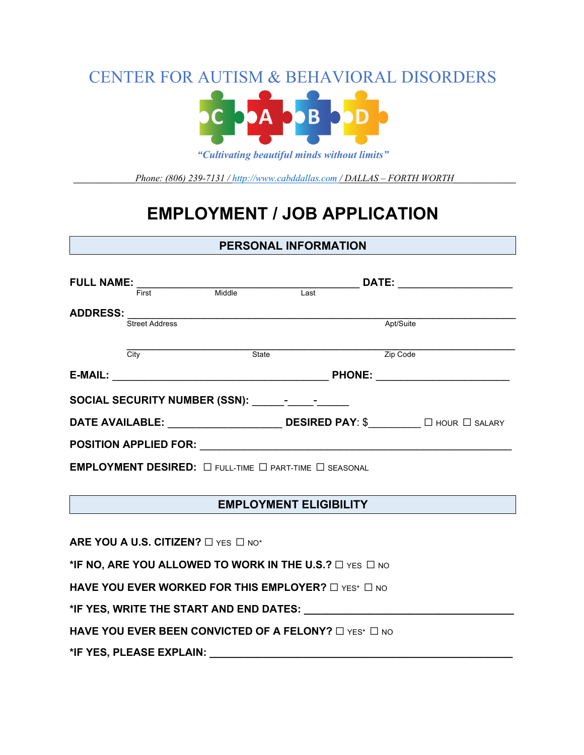# CENTER FOR AUTISM & BEHAVIORAL DISORDERS

C A B D

*"Cultivating beautiful minds without limits"*

*Phone: (806) 239-7131 / http://www.cabddallas.com / DALLAS – FORTH WORTH*

# EMPLOYMENT / JOB APPLICATION

## PERSONAL INFORMATION

**FULL NAME:** ________________________________________ **DATE:** ____________________
First Middle Last

**ADDRESS:** ______________________________________________________________________
Street Address Apt/Suite

______________________________________________________________________
City State Zip Code

**E-MAIL:** ______________________________________ **PHONE:** _______________________

**SOCIAL SECURITY NUMBER (SSN):** ______-_____-______

**DATE AVAILABLE:** ____________________ **DESIRED PAY**: $_________ ☐ HOUR ☐ SALARY

**POSITION APPLIED FOR:** ____________________________________________________

**EMPLOYMENT DESIRED:** ☐ FULL-TIME ☐ PART-TIME ☐ SEASONAL

## EMPLOYMENT ELIGIBILITY

**ARE YOU A U.S. CITIZEN?** ☐ YES ☐ NO*

***IF NO, ARE YOU ALLOWED TO WORK IN THE U.S.?** ☐ YES ☐ NO

**HAVE YOU EVER WORKED FOR THIS EMPLOYER?** ☐ YES* ☐ NO

***IF YES, WRITE THE START AND END DATES:** ____________________________________

**HAVE YOU EVER BEEN CONVICTED OF A FELONY?** ☐ YES* ☐ NO

***IF YES, PLEASE EXPLAIN:** ______________________________________________________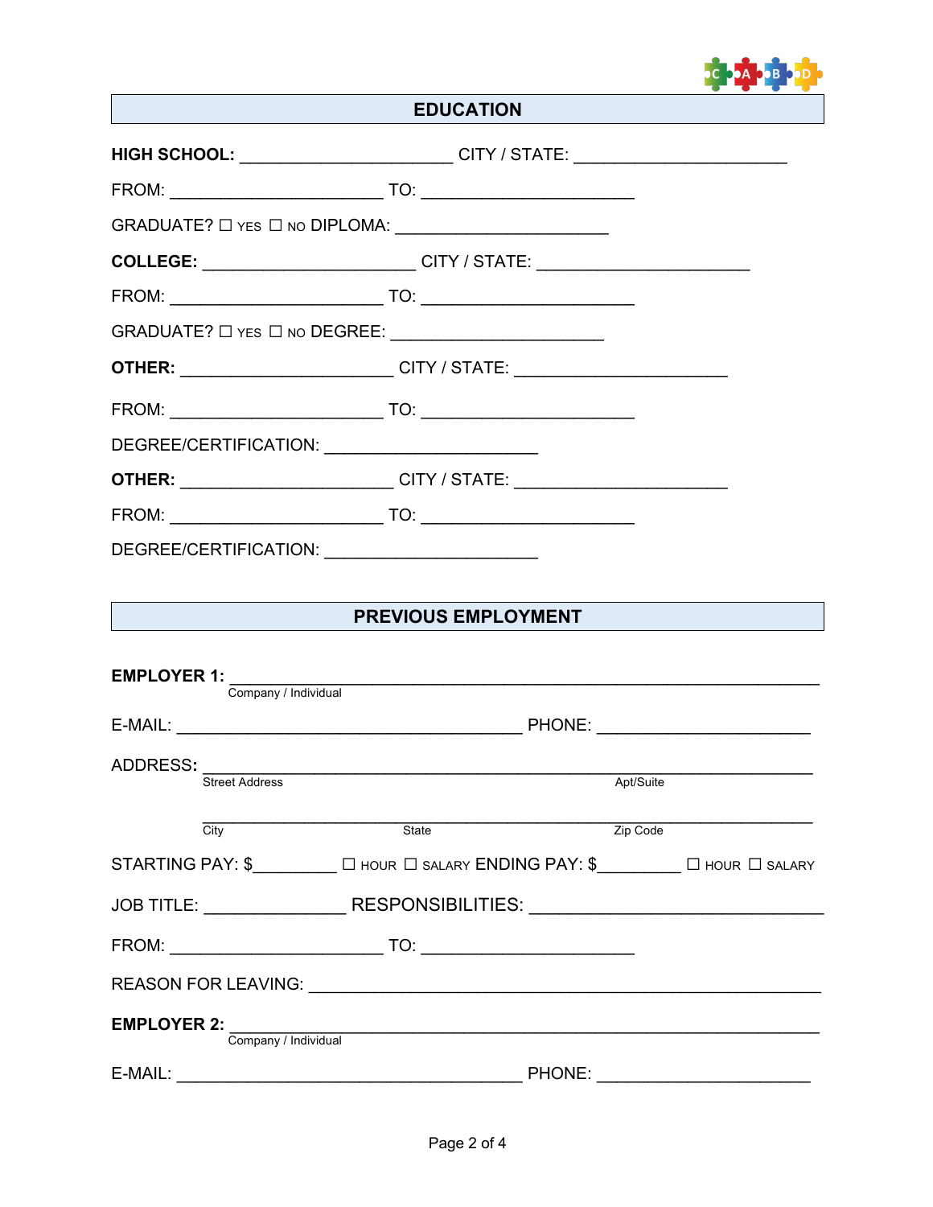## EDUCATION

**HIGH SCHOOL:** ______________________ CITY / STATE: ______________________

FROM: ______________________ TO: ______________________

GRADUATE? ☐ YES ☐ NO DIPLOMA: ______________________

**COLLEGE:** ______________________ CITY / STATE: ______________________

FROM: ______________________ TO: ______________________

GRADUATE? ☐ YES ☐ NO DEGREE: ______________________

**OTHER:** ______________________ CITY / STATE: ______________________

FROM: ______________________ TO: ______________________

DEGREE/CERTIFICATION: ______________________

**OTHER:** ______________________ CITY / STATE: ______________________

FROM: ______________________ TO: ______________________

DEGREE/CERTIFICATION: ______________________

## PREVIOUS EMPLOYMENT

**EMPLOYER 1:** ____________________________________________________________
Company / Individual

E-MAIL: ____________________________________ PHONE: ______________________

ADDRESS: ____________________________________________________________
Street Address Apt/Suite

____________________________________________________________
City State Zip Code

STARTING PAY: $_________ ☐ HOUR ☐ SALARY ENDING PAY: $_________ ☐ HOUR ☐ SALARY

JOB TITLE: _______________ RESPONSIBILITIES: ______________________________

FROM: ______________________ TO: ______________________

REASON FOR LEAVING: ______________________________________________________

**EMPLOYER 2:** ____________________________________________________________
Company / Individual

E-MAIL: ____________________________________ PHONE: ______________________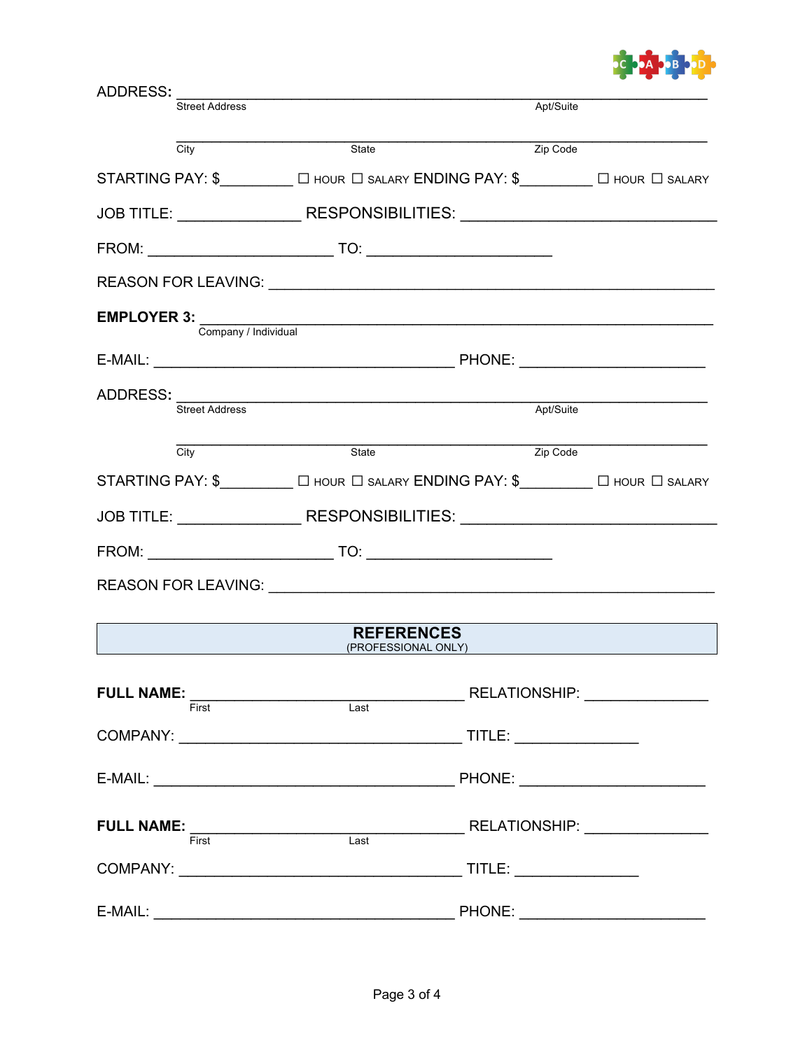ADDRESS: ____________________________________________________________
Street Address                                                                                    Apt/Suite

____________________________________________________________
City                                        State                                        Zip Code

STARTING PAY: $_________ ☐ HOUR ☐ SALARY ENDING PAY: $_________ ☐ HOUR ☐ SALARY

JOB TITLE: ______________ RESPONSIBILITIES: _____________________________

FROM: ______________________ TO: ______________________

REASON FOR LEAVING: ____________________________________________________

**EMPLOYER 3:** ____________________________________________________
Company / Individual

E-MAIL: ____________________________________ PHONE: ______________________

ADDRESS: ____________________________________________________________
Street Address                                                                                    Apt/Suite

____________________________________________________________
City                                        State                                        Zip Code

STARTING PAY: $_________ ☐ HOUR ☐ SALARY ENDING PAY: $_________ ☐ HOUR ☐ SALARY

JOB TITLE: ______________ RESPONSIBILITIES: _____________________________

FROM: ______________________ TO: ______________________

REASON FOR LEAVING: ____________________________________________________

## REFERENCES
(PROFESSIONAL ONLY)

**FULL NAME:** _________________________________ RELATIONSHIP: _______________
First                                        Last

COMPANY: __________________________________ TITLE: _______________

E-MAIL: ____________________________________ PHONE: ______________________

**FULL NAME:** _________________________________ RELATIONSHIP: _______________
First                                        Last

COMPANY: __________________________________ TITLE: _______________

E-MAIL: ____________________________________ PHONE: ______________________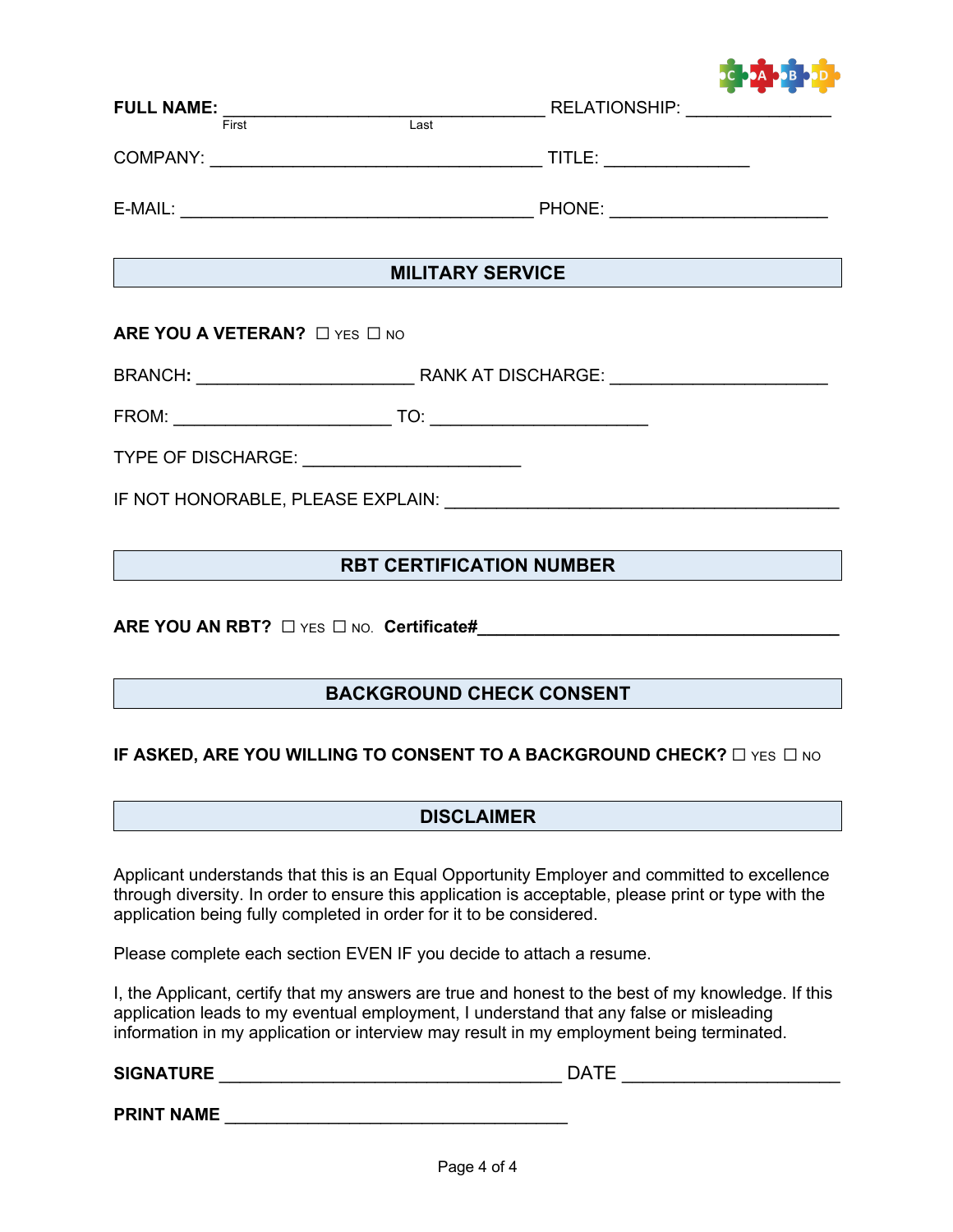**FULL NAME:** ________________________________ RELATIONSHIP: _______________
First Last

COMPANY: __________________________________ TITLE: _______________

E-MAIL: ____________________________________ PHONE: ______________________

## MILITARY SERVICE

**ARE YOU A VETERAN?** ☐ YES ☐ NO

BRANCH**:** ______________________ RANK AT DISCHARGE: ______________________

FROM: ______________________ TO: ______________________

TYPE OF DISCHARGE: ______________________

IF NOT HONORABLE, PLEASE EXPLAIN: ________________________________________

## RBT CERTIFICATION NUMBER

**ARE YOU AN RBT?** ☐ YES ☐ NO. **Certificate#**_____________________________________

## BACKGROUND CHECK CONSENT

**IF ASKED, ARE YOU WILLING TO CONSENT TO A BACKGROUND CHECK?** ☐ YES ☐ NO

## DISCLAIMER

Applicant understands that this is an Equal Opportunity Employer and committed to excellence through diversity. In order to ensure this application is acceptable, please print or type with the application being fully completed in order for it to be considered.

Please complete each section EVEN IF you decide to attach a resume.

I, the Applicant, certify that my answers are true and honest to the best of my knowledge. If this application leads to my eventual employment, I understand that any false or misleading information in my application or interview may result in my employment being terminated.

**SIGNATURE** ___________________________________ DATE ______________________

**PRINT NAME** ___________________________________